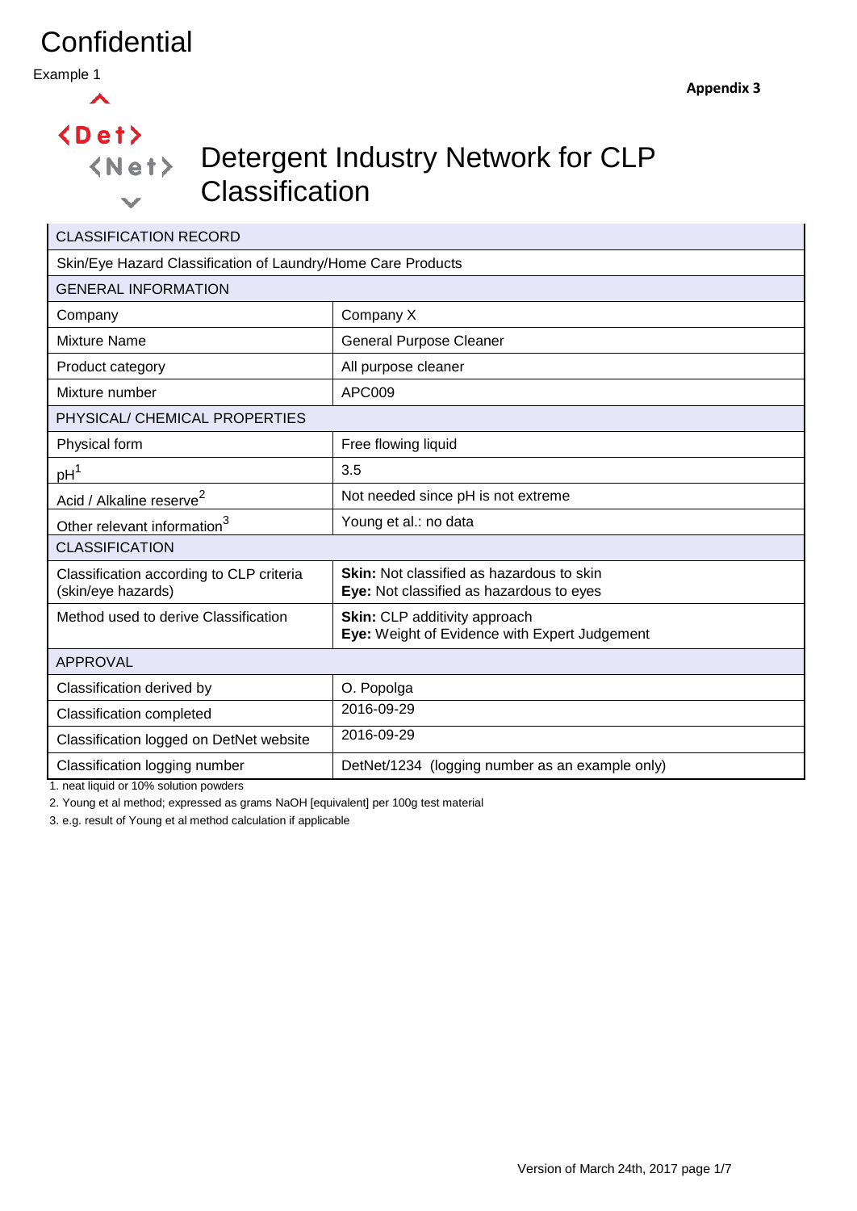# Confidential

Example 1

**Appendix 3**

<Det>
<Net>

# Detergent Industry Network for CLP Classification

| CLASSIFICATION RECORD | |
|---|---|
| Skin/Eye Hazard Classification of Laundry/Home Care Products | |
| GENERAL INFORMATION | |
| Company | Company X |
| Mixture Name | General Purpose Cleaner |
| Product category | All purpose cleaner |
| Mixture number | APC009 |
| PHYSICAL/ CHEMICAL PROPERTIES | |
| Physical form | Free flowing liquid |
| pH[1] | 3.5 |
| Acid / Alkaline reserve[2] | Not needed since pH is not extreme |
| Other relevant information[3] | Young et al.: no data |
| CLASSIFICATION | |
| Classification according to CLP criteria (skin/eye hazards) | **Skin:** Not classified as hazardous to skin<br>**Eye:** Not classified as hazardous to eyes |
| Method used to derive Classification | **Skin:** CLP additivity approach<br>**Eye:** Weight of Evidence with Expert Judgement |
| APPROVAL | |
| Classification derived by | O. Popolga |
| Classification completed | 2016-09-29 |
| Classification logged on DetNet website | 2016-09-29 |
| Classification logging number | DetNet/1234 (logging number as an example only) |

1. neat liquid or 10% solution powders
2. Young et al method; expressed as grams NaOH [equivalent] per 100g test material
3. e.g. result of Young et al method calculation if applicable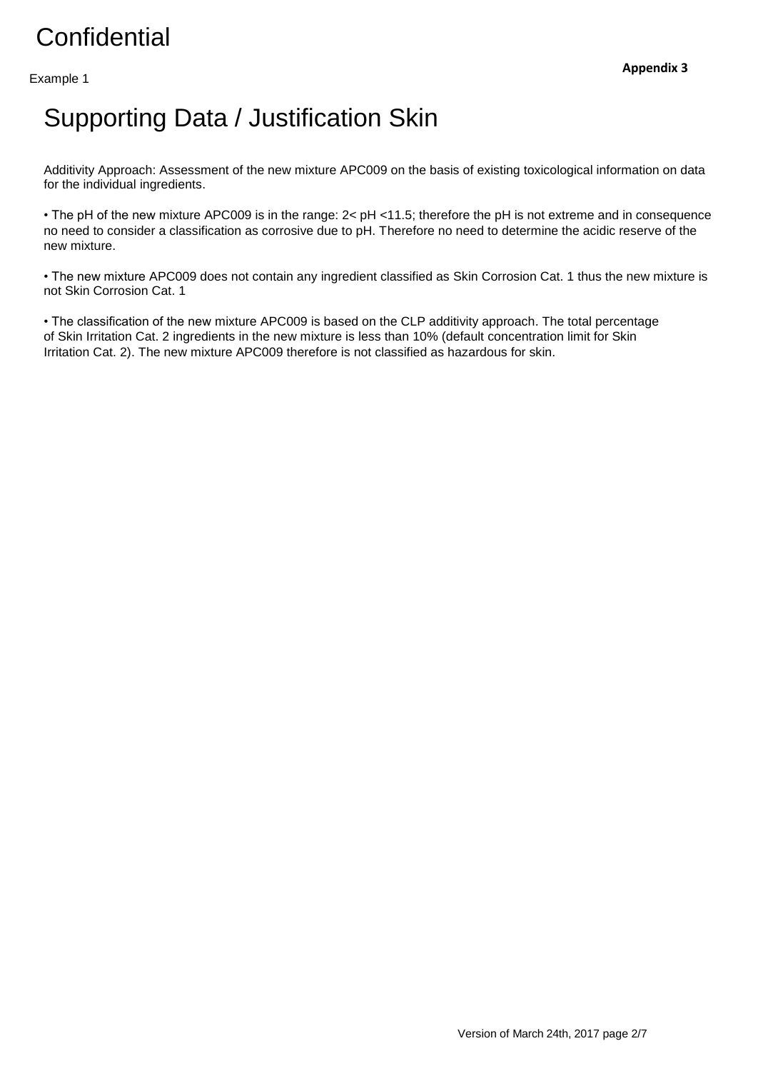Confidential

Example 1

**Appendix 3**

# Supporting Data / Justification Skin

Additivity Approach: Assessment of the new mixture APC009 on the basis of existing toxicological information on data for the individual ingredients.

• The pH of the new mixture APC009 is in the range: 2< pH <11.5; therefore the pH is not extreme and in consequence no need to consider a classification as corrosive due to pH. Therefore no need to determine the acidic reserve of the new mixture.

• The new mixture APC009 does not contain any ingredient classified as Skin Corrosion Cat. 1 thus the new mixture is not Skin Corrosion Cat. 1

• The classification of the new mixture APC009 is based on the CLP additivity approach. The total percentage of Skin Irritation Cat. 2 ingredients in the new mixture is less than 10% (default concentration limit for Skin Irritation Cat. 2). The new mixture APC009 therefore is not classified as hazardous for skin.

Version of March 24th, 2017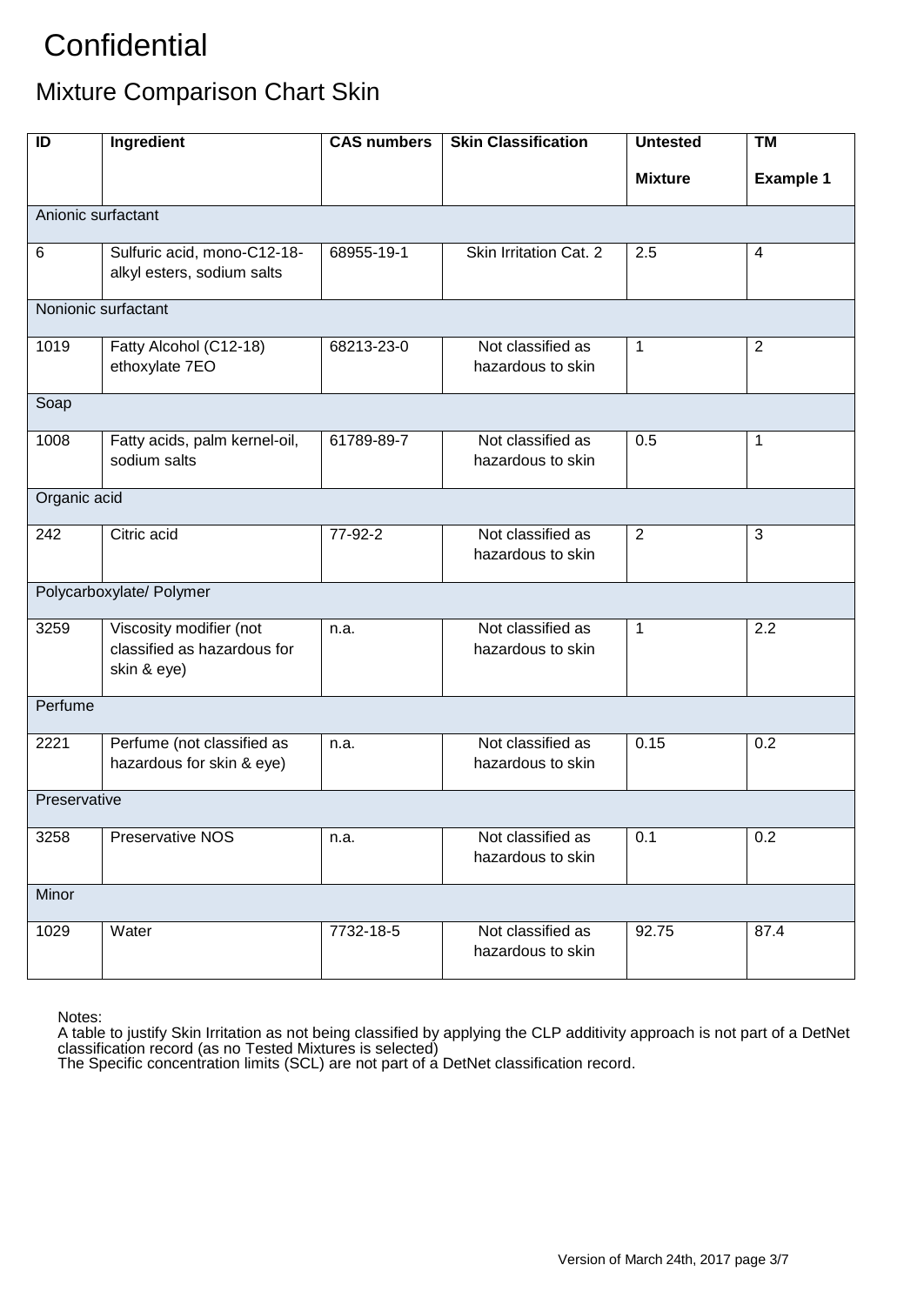# Confidential

## Mixture Comparison Chart Skin

| ID | Ingredient | CAS numbers | Skin Classification | Untested Mixture | TM Example 1 |
|---|---|---|---|---|---|
| Anionic surfactant | | | | | |
| 6 | Sulfuric acid, mono-C12-18-alkyl esters, sodium salts | 68955-19-1 | Skin Irritation Cat. 2 | 2.5 | 4 |
| Nonionic surfactant | | | | | |
| 1019 | Fatty Alcohol (C12-18) ethoxylate 7EO | 68213-23-0 | Not classified as hazardous to skin | 1 | 2 |
| Soap | | | | | |
| 1008 | Fatty acids, palm kernel-oil, sodium salts | 61789-89-7 | Not classified as hazardous to skin | 0.5 | 1 |
| Organic acid | | | | | |
| 242 | Citric acid | 77-92-2 | Not classified as hazardous to skin | 2 | 3 |
| Polycarboxylate/ Polymer | | | | | |
| 3259 | Viscosity modifier (not classified as hazardous for skin & eye) | n.a. | Not classified as hazardous to skin | 1 | 2.2 |
| Perfume | | | | | |
| 2221 | Perfume (not classified as hazardous for skin & eye) | n.a. | Not classified as hazardous to skin | 0.15 | 0.2 |
| Preservative | | | | | |
| 3258 | Preservative NOS | n.a. | Not classified as hazardous to skin | 0.1 | 0.2 |
| Minor | | | | | |
| 1029 | Water | 7732-18-5 | Not classified as hazardous to skin | 92.75 | 87.4 |

Notes:
A table to justify Skin Irritation as not being classified by applying the CLP additivity approach is not part of a DetNet classification record (as no Tested Mixtures is selected)
The Specific concentration limits (SCL) are not part of a DetNet classification record.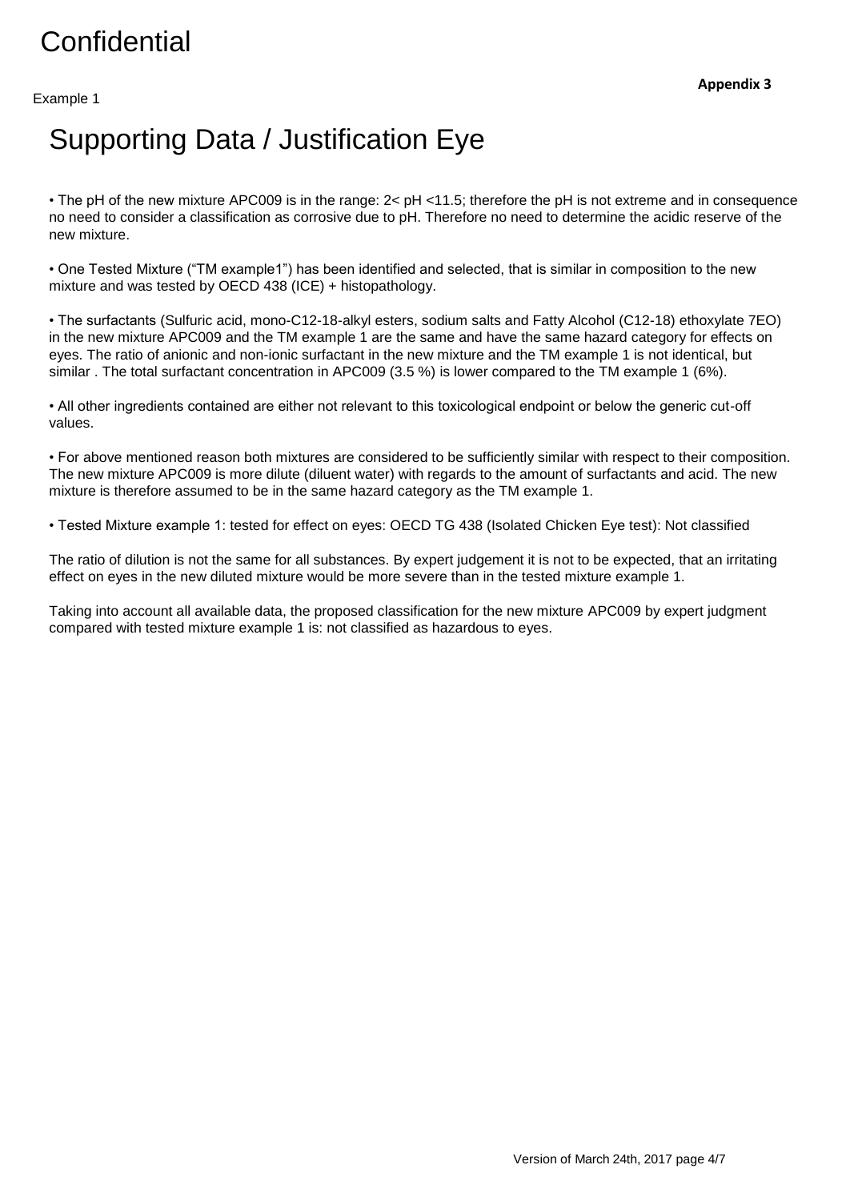Example 1

**Appendix 3**

# Supporting Data / Justification Eye

- The pH of the new mixture APC009 is in the range: 2< pH <11.5; therefore the pH is not extreme and in consequence no need to consider a classification as corrosive due to pH. Therefore no need to determine the acidic reserve of the new mixture.

- One Tested Mixture ("TM example1") has been identified and selected, that is similar in composition to the new mixture and was tested by OECD 438 (ICE) + histopathology.

- The surfactants (Sulfuric acid, mono-C12-18-alkyl esters, sodium salts and Fatty Alcohol (C12-18) ethoxylate 7EO) in the new mixture APC009 and the TM example 1 are the same and have the same hazard category for effects on eyes. The ratio of anionic and non-ionic surfactant in the new mixture and the TM example 1 is not identical, but similar . The total surfactant concentration in APC009 (3.5 %) is lower compared to the TM example 1 (6%).

- All other ingredients contained are either not relevant to this toxicological endpoint or below the generic cut-off values.

- For above mentioned reason both mixtures are considered to be sufficiently similar with respect to their composition. The new mixture APC009 is more dilute (diluent water) with regards to the amount of surfactants and acid. The new mixture is therefore assumed to be in the same hazard category as the TM example 1.

- Tested Mixture example 1: tested for effect on eyes: OECD TG 438 (Isolated Chicken Eye test): Not classified

The ratio of dilution is not the same for all substances. By expert judgement it is not to be expected, that an irritating effect on eyes in the new diluted mixture would be more severe than in the tested mixture example 1.

Taking into account all available data, the proposed classification for the new mixture APC009 by expert judgment compared with tested mixture example 1 is: not classified as hazardous to eyes.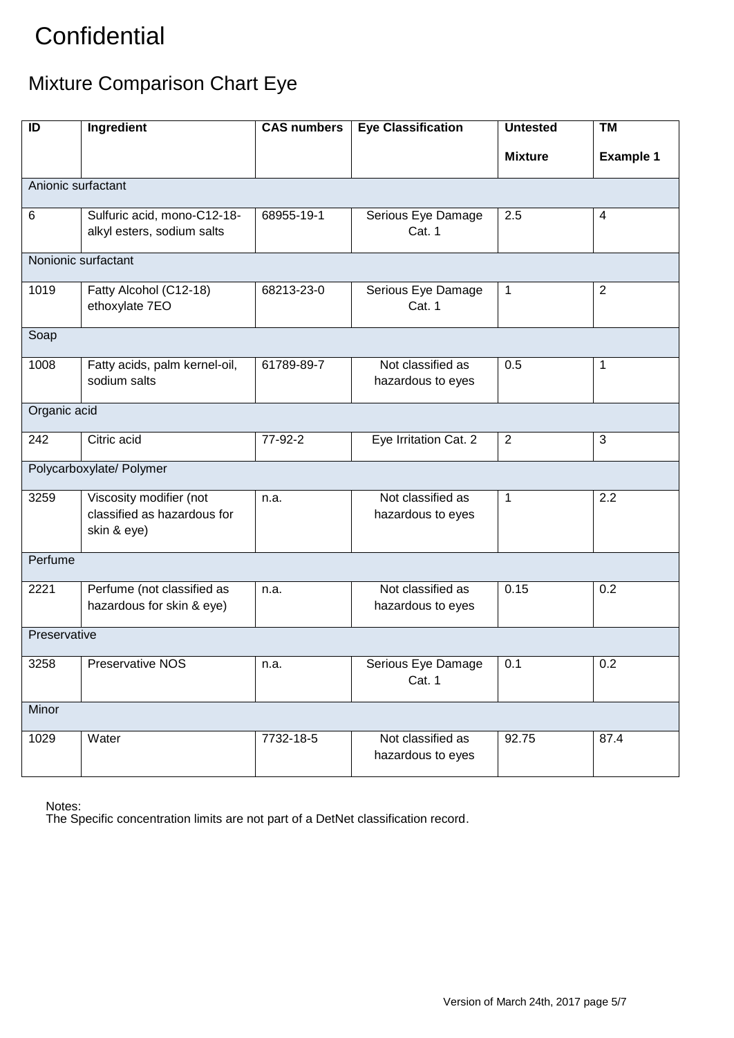# Confidential

## Mixture Comparison Chart Eye

| ID | Ingredient | CAS numbers | Eye Classification | Untested Mixture | TM Example 1 |
|---|---|---|---|---|---|
| Anionic surfactant | | | | | |
| 6 | Sulfuric acid, mono-C12-18-alkyl esters, sodium salts | 68955-19-1 | Serious Eye Damage Cat. 1 | 2.5 | 4 |
| Nonionic surfactant | | | | | |
| 1019 | Fatty Alcohol (C12-18) ethoxylate 7EO | 68213-23-0 | Serious Eye Damage Cat. 1 | 1 | 2 |
| Soap | | | | | |
| 1008 | Fatty acids, palm kernel-oil, sodium salts | 61789-89-7 | Not classified as hazardous to eyes | 0.5 | 1 |
| Organic acid | | | | | |
| 242 | Citric acid | 77-92-2 | Eye Irritation Cat. 2 | 2 | 3 |
| Polycarboxylate/ Polymer | | | | | |
| 3259 | Viscosity modifier (not classified as hazardous for skin & eye) | n.a. | Not classified as hazardous to eyes | 1 | 2.2 |
| Perfume | | | | | |
| 2221 | Perfume (not classified as hazardous for skin & eye) | n.a. | Not classified as hazardous to eyes | 0.15 | 0.2 |
| Preservative | | | | | |
| 3258 | Preservative NOS | n.a. | Serious Eye Damage Cat. 1 | 0.1 | 0.2 |
| Minor | | | | | |
| 1029 | Water | 7732-18-5 | Not classified as hazardous to eyes | 92.75 | 87.4 |

Notes:
The Specific concentration limits are not part of a DetNet classification record.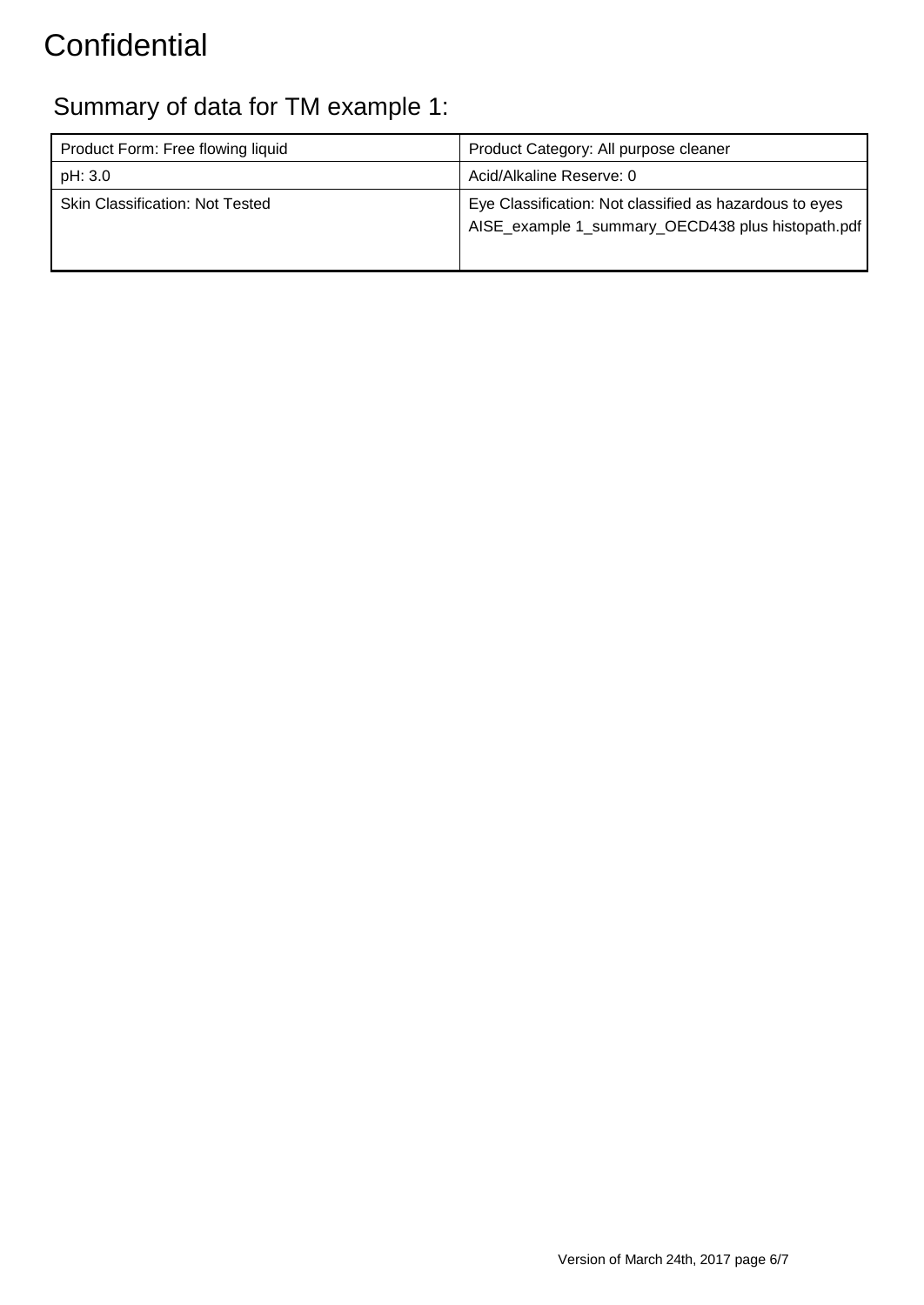# Confidential

## Summary of data for TM example 1:

| | |
|---|---|
| Product Form: Free flowing liquid | Product Category: All purpose cleaner |
| pH: 3.0 | Acid/Alkaline Reserve: 0 |
| Skin Classification: Not Tested | Eye Classification: Not classified as hazardous to eyes AISE_example 1_summary_OECD438 plus histopath.pdf |